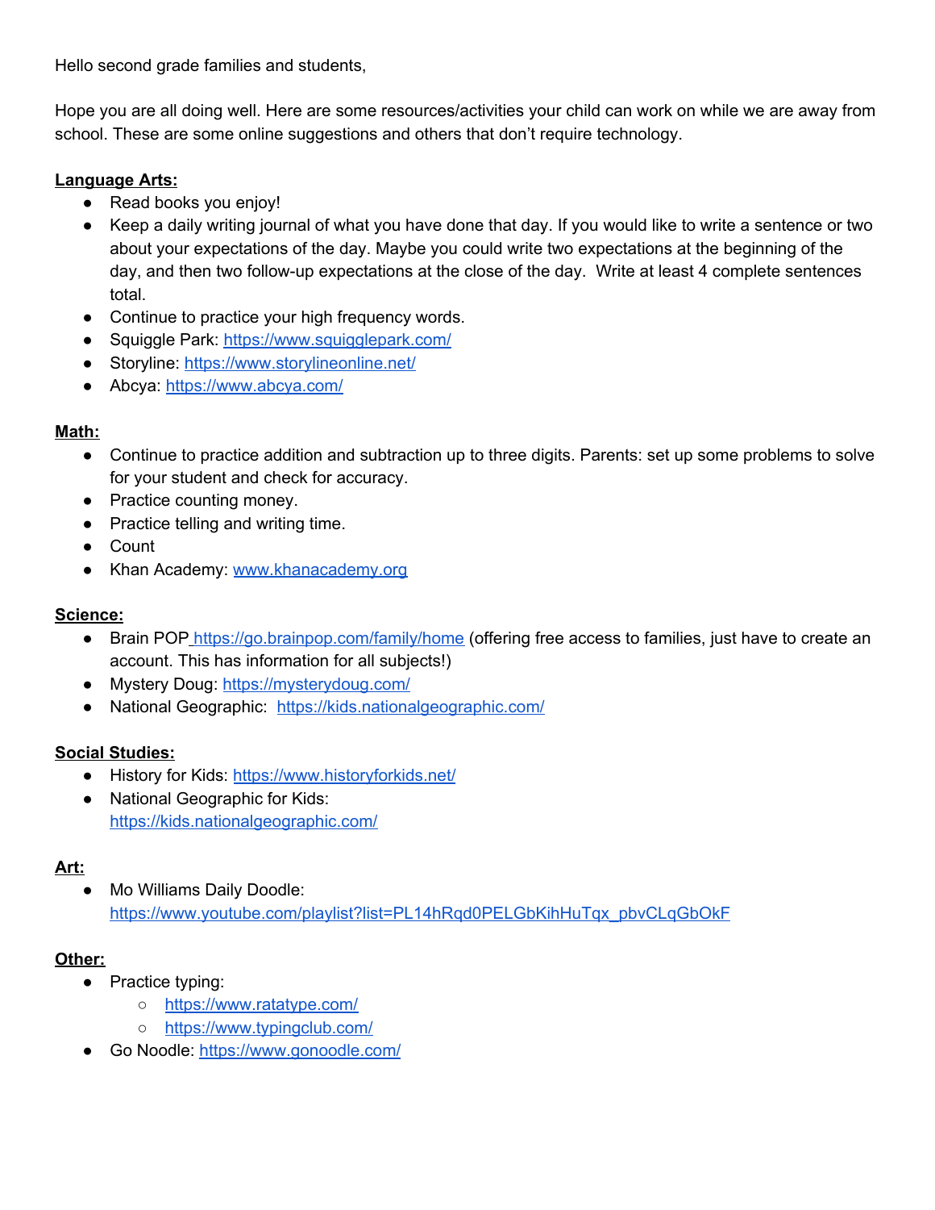Hello second grade families and students,

Hope you are all doing well. Here are some resources/activities your child can work on while we are away from school. These are some online suggestions and others that don't require technology.

**Language Arts:**

- Read books you enjoy!
- Keep a daily writing journal of what you have done that day. If you would like to write a sentence or two about your expectations of the day. Maybe you could write two expectations at the beginning of the day, and then two follow-up expectations at the close of the day. Write at least 4 complete sentences total.
- Continue to practice your high frequency words.
- Squiggle Park: https://www.squigglepark.com/
- Storyline: https://www.storylineonline.net/
- Abcya: https://www.abcya.com/

**Math:**

- Continue to practice addition and subtraction up to three digits. Parents: set up some problems to solve for your student and check for accuracy.
- Practice counting money.
- Practice telling and writing time.
- Count
- Khan Academy: www.khanacademy.org

**Science:**

- Brain POP https://go.brainpop.com/family/home (offering free access to families, just have to create an account. This has information for all subjects!)
- Mystery Doug: https://mysterydoug.com/
- National Geographic: https://kids.nationalgeographic.com/

**Social Studies:**

- History for Kids: https://www.historyforkids.net/
- National Geographic for Kids: https://kids.nationalgeographic.com/

**Art:**

- Mo Williams Daily Doodle: https://www.youtube.com/playlist?list=PL14hRqd0PELGbKihHuTqx_pbvCLqGbOkF

**Other:**

- Practice typing:
  - https://www.ratatype.com/
  - https://www.typingclub.com/
- Go Noodle: https://www.gonoodle.com/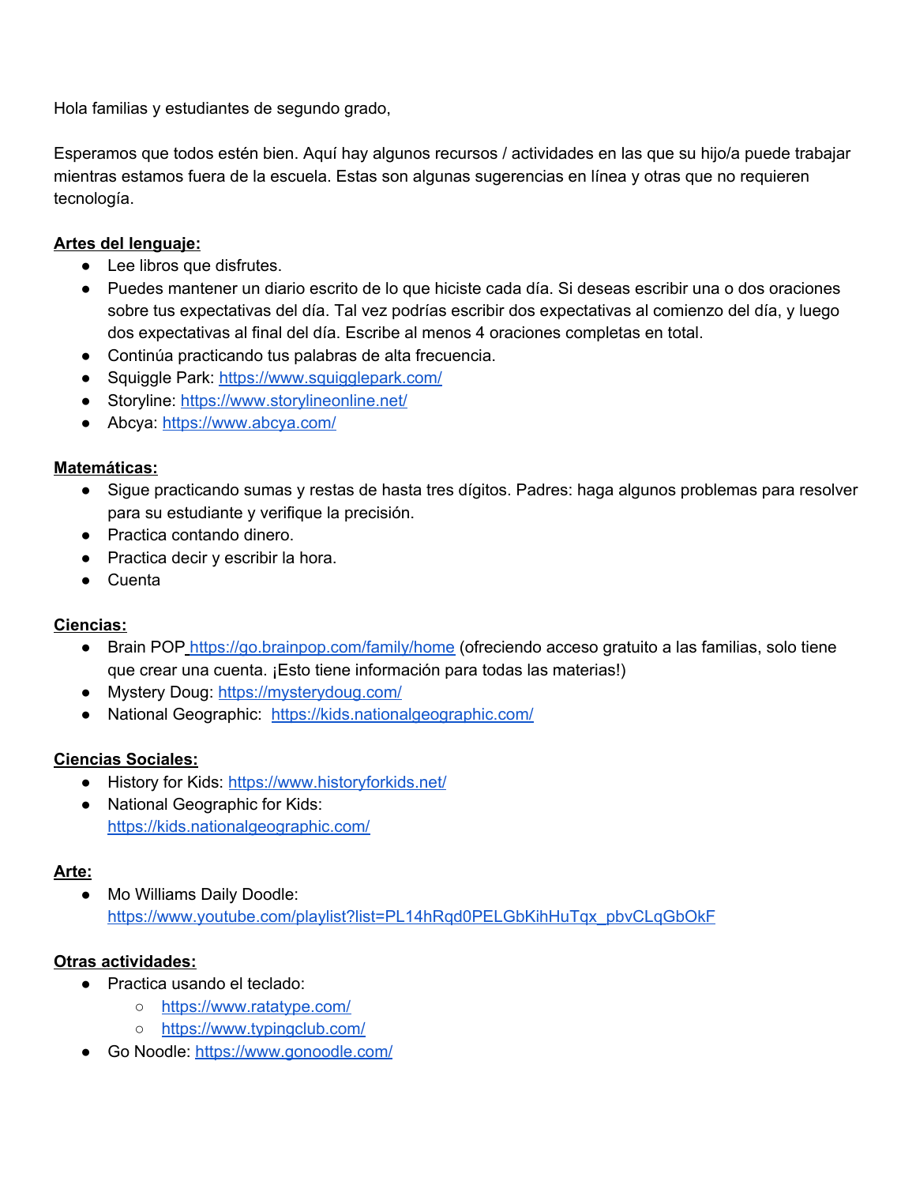Hola familias y estudiantes de segundo grado,

Esperamos que todos estén bien. Aquí hay algunos recursos / actividades en las que su hijo/a puede trabajar mientras estamos fuera de la escuela. Estas son algunas sugerencias en línea y otras que no requieren tecnología.

**Artes del lenguaje:**

- Lee libros que disfrutes.
- Puedes mantener un diario escrito de lo que hiciste cada día. Si deseas escribir una o dos oraciones sobre tus expectativas del día. Tal vez podrías escribir dos expectativas al comienzo del día, y luego dos expectativas al final del día. Escribe al menos 4 oraciones completas en total.
- Continúa practicando tus palabras de alta frecuencia.
- Squiggle Park: https://www.squigglepark.com/
- Storyline: https://www.storylineonline.net/
- Abcya: https://www.abcya.com/

**Matemáticas:**

- Sigue practicando sumas y restas de hasta tres dígitos. Padres: haga algunos problemas para resolver para su estudiante y verifique la precisión.
- Practica contando dinero.
- Practica decir y escribir la hora.
- Cuenta

**Ciencias:**

- Brain POP https://go.brainpop.com/family/home (ofreciendo acceso gratuito a las familias, solo tiene que crear una cuenta. ¡Esto tiene información para todas las materias!)
- Mystery Doug: https://mysterydoug.com/
- National Geographic: https://kids.nationalgeographic.com/

**Ciencias Sociales:**

- History for Kids: https://www.historyforkids.net/
- National Geographic for Kids: https://kids.nationalgeographic.com/

**Arte:**

- Mo Williams Daily Doodle: https://www.youtube.com/playlist?list=PL14hRqd0PELGbKihHuTqx_pbvCLqGbOkF

**Otras actividades:**

- Practica usando el teclado:
  - https://www.ratatype.com/
  - https://www.typingclub.com/
- Go Noodle: https://www.gonoodle.com/